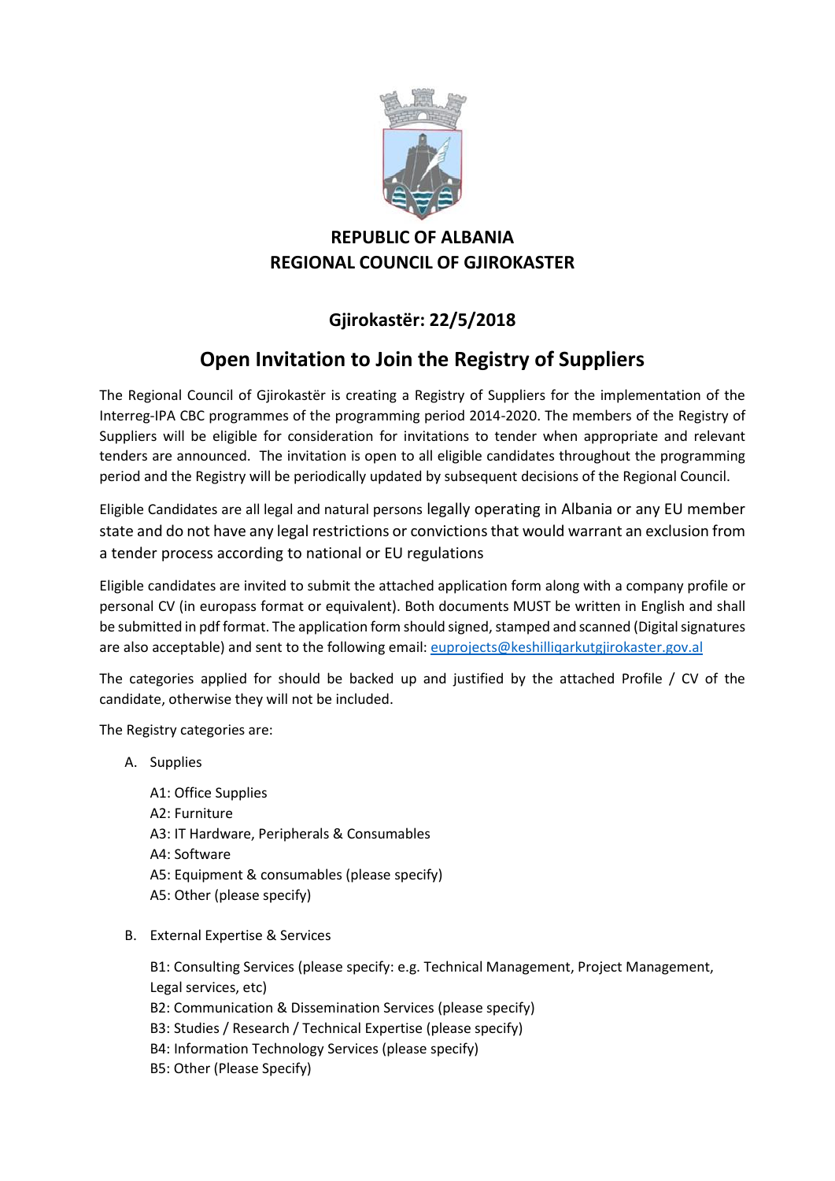**REPUBLIC OF ALBANIA**
**REGIONAL COUNCIL OF GJIROKASTER**

**Gjirokastër: 22/5/2018**

# Open Invitation to Join the Registry of Suppliers

The Regional Council of Gjirokastër is creating a Registry of Suppliers for the implementation of the Interreg-IPA CBC programmes of the programming period 2014-2020. The members of the Registry of Suppliers will be eligible for consideration for invitations to tender when appropriate and relevant tenders are announced. The invitation is open to all eligible candidates throughout the programming period and the Registry will be periodically updated by subsequent decisions of the Regional Council.

Eligible Candidates are all legal and natural persons legally operating in Albania or any EU member state and do not have any legal restrictions or convictions that would warrant an exclusion from a tender process according to national or EU regulations

Eligible candidates are invited to submit the attached application form along with a company profile or personal CV (in europass format or equivalent). Both documents MUST be written in English and shall be submitted in pdf format. The application form should signed, stamped and scanned (Digital signatures are also acceptable) and sent to the following email: euprojects@keshilliqarkutgjirokaster.gov.al

The categories applied for should be backed up and justified by the attached Profile / CV of the candidate, otherwise they will not be included.

The Registry categories are:

A. Supplies

   A1: Office Supplies
   A2: Furniture
   A3: IT Hardware, Peripherals & Consumables
   A4: Software
   A5: Equipment & consumables (please specify)
   A5: Other (please specify)

B. External Expertise & Services

   B1: Consulting Services (please specify: e.g. Technical Management, Project Management, Legal services, etc)
   B2: Communication & Dissemination Services (please specify)
   B3: Studies / Research / Technical Expertise (please specify)
   B4: Information Technology Services (please specify)
   B5: Other (Please Specify)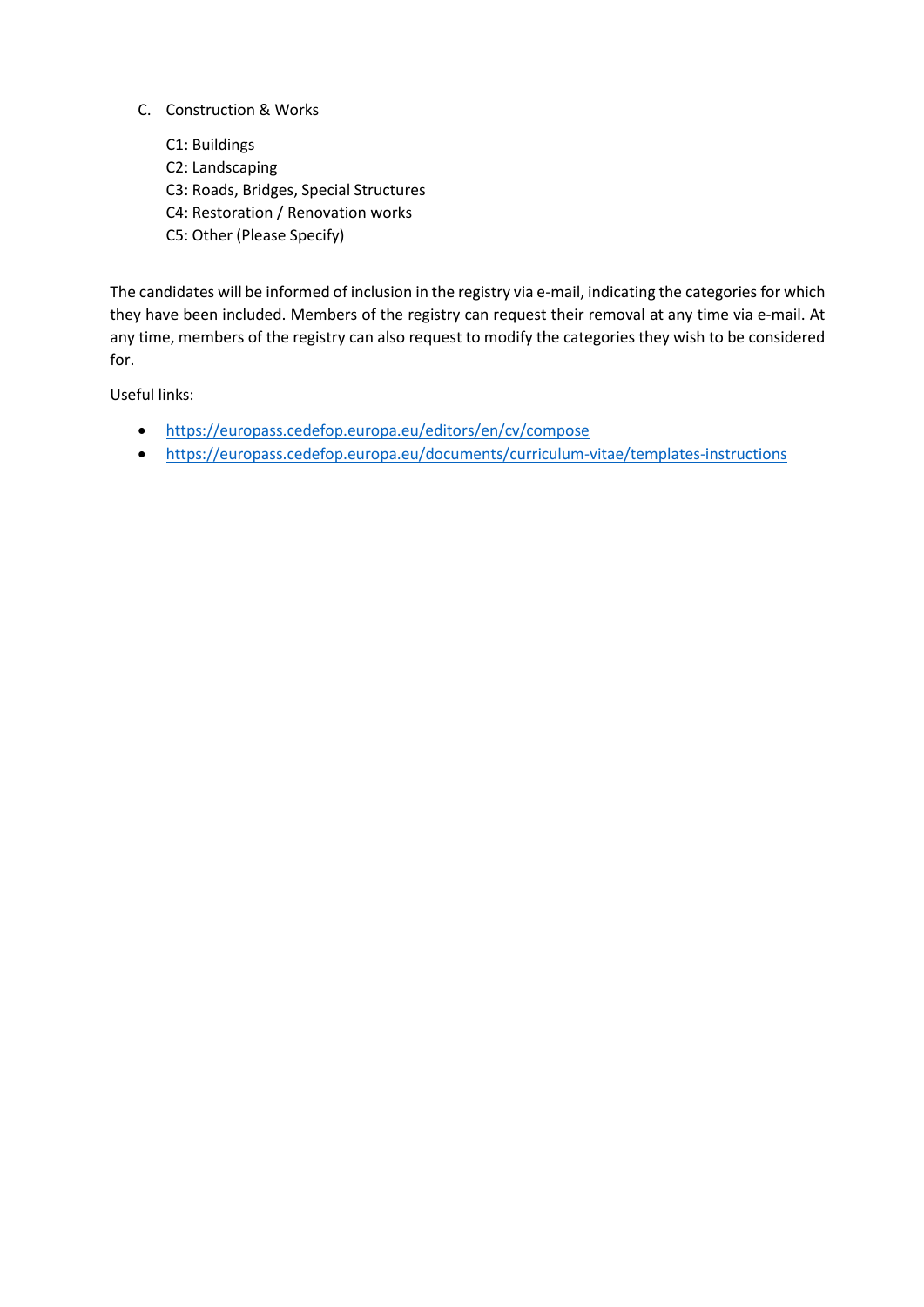C. Construction & Works

    C1: Buildings
    C2: Landscaping
    C3: Roads, Bridges, Special Structures
    C4: Restoration / Renovation works
    C5: Other (Please Specify)

The candidates will be informed of inclusion in the registry via e-mail, indicating the categories for which they have been included. Members of the registry can request their removal at any time via e-mail. At any time, members of the registry can also request to modify the categories they wish to be considered for.

Useful links:

- https://europass.cedefop.europa.eu/editors/en/cv/compose
- https://europass.cedefop.europa.eu/documents/curriculum-vitae/templates-instructions